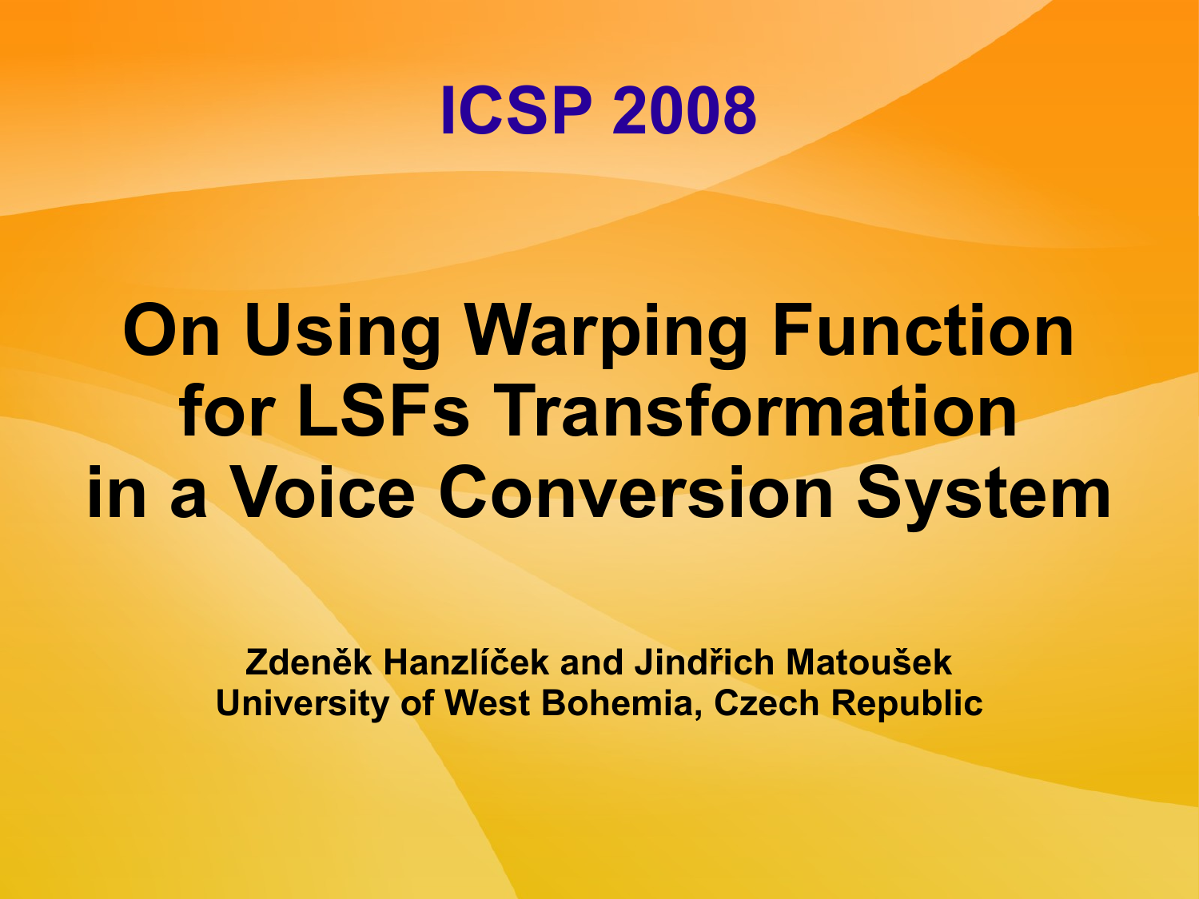ICSP 2008

# On Using Warping Function for LSFs Transformation in a Voice Conversion System

**Zdeněk Hanzlíček and Jindřich Matoušek**
**University of West Bohemia, Czech Republic**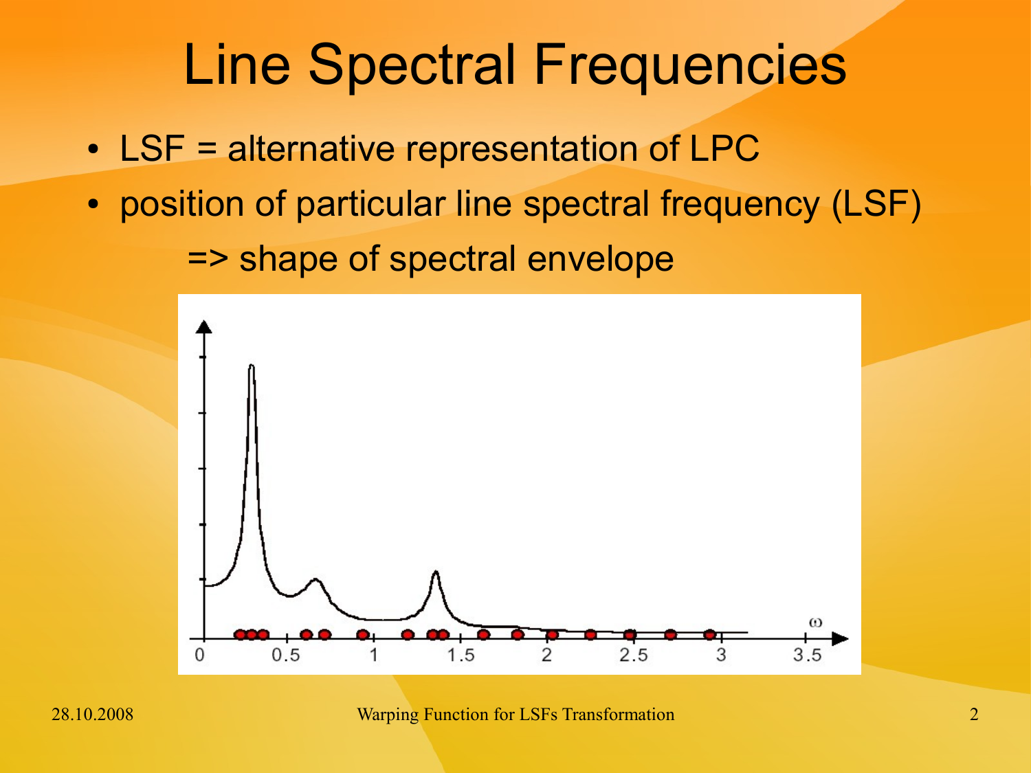# Line Spectral Frequencies

- LSF = alternative representation of LPC
- position of particular line spectral frequency (LSF)
  => shape of spectral envelope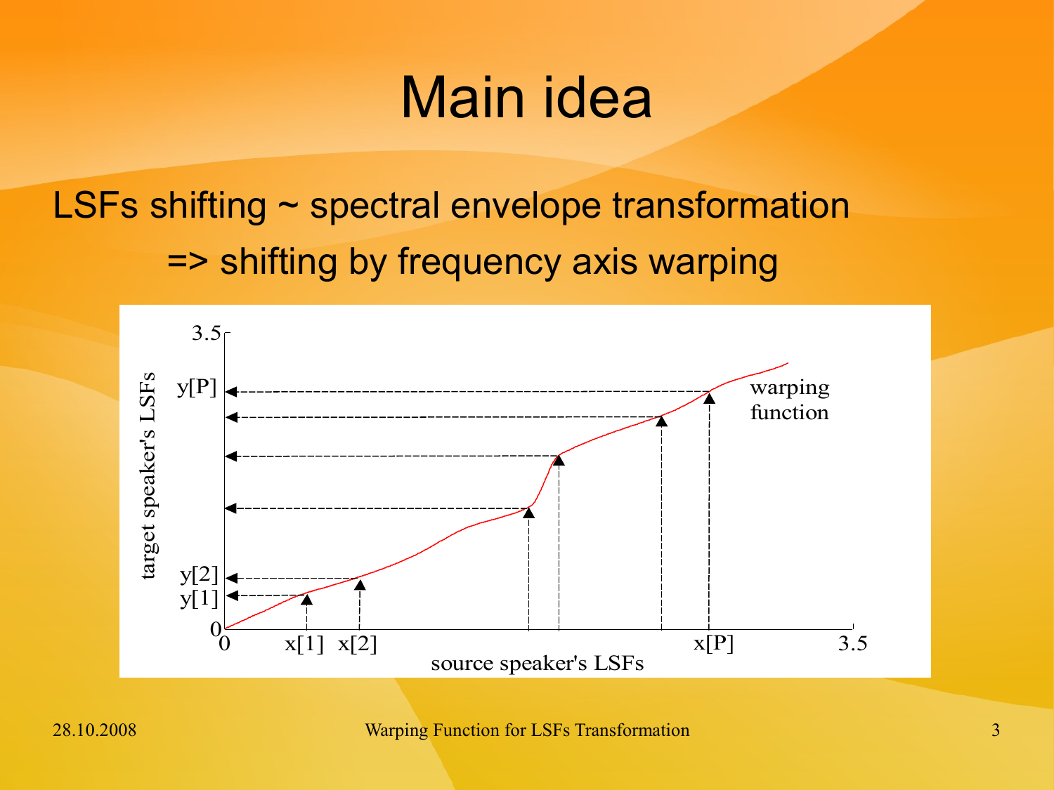# Main idea

LSFs shifting ~ spectral envelope transformation

=> shifting by frequency axis warping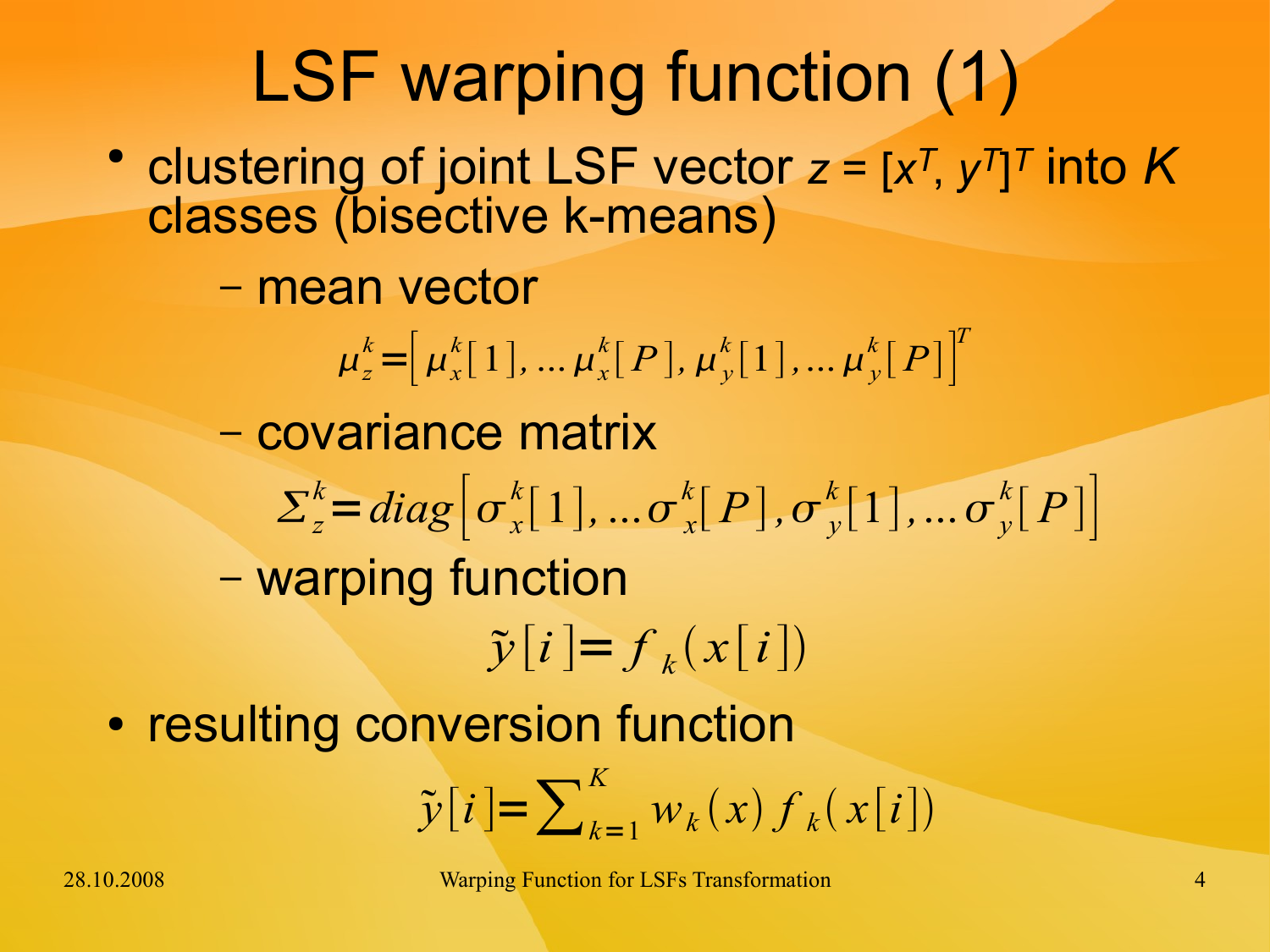# LSF warping function (1)

- clustering of joint LSF vector $z = [x^T, y^T]^T$ into $K$ classes (bisective k-means)
  - mean vector

$$\mu_z^k = \left[ \mu_x^k[1], \ldots \mu_x^k[P], \mu_y^k[1], \ldots \mu_y^k[P] \right]^T$$

  - covariance matrix

$$\Sigma_z^k = diag\left[ \sigma_x^k[1], \ldots \sigma_x^k[P], \sigma_y^k[1], \ldots \sigma_y^k[P] \right]$$

  - warping function

$$\tilde{y}[i] = f_k(x[i])$$

- resulting conversion function

$$\tilde{y}[i] = \sum_{k=1}^{K} w_k(x) f_k(x[i])$$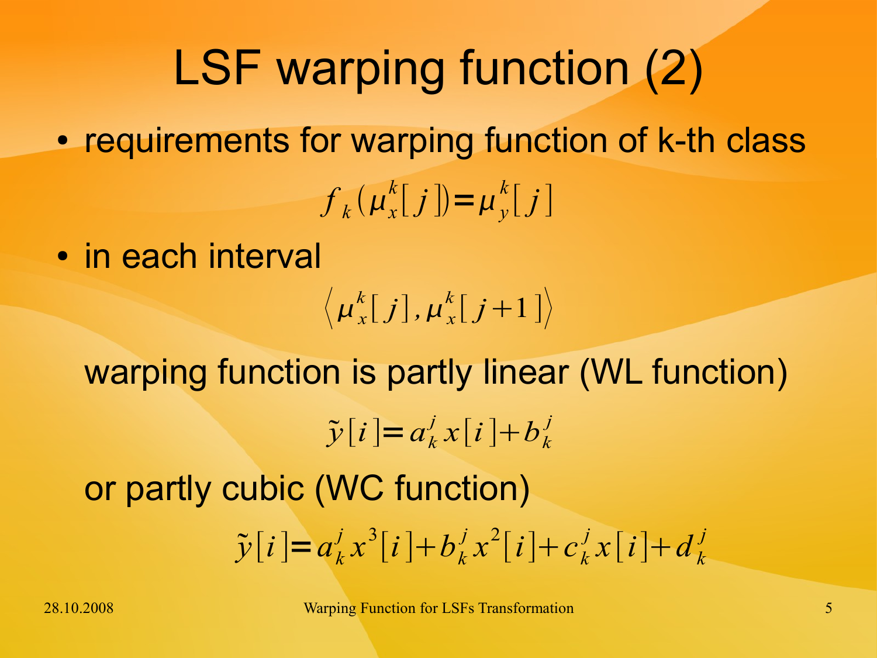# LSF warping function (2)

- requirements for warping function of k-th class

$$f_k(\mu_x^k[j]) = \mu_y^k[j]$$

- in each interval

$$\left\langle \mu_x^k[j], \mu_x^k[j+1] \right\rangle$$

warping function is partly linear (WL function)

$$\tilde{y}[i] = a_k^j x[i] + b_k^j$$

or partly cubic (WC function)

$$\tilde{y}[i] = a_k^j x^3[i] + b_k^j x^2[i] + c_k^j x[i] + d_k^j$$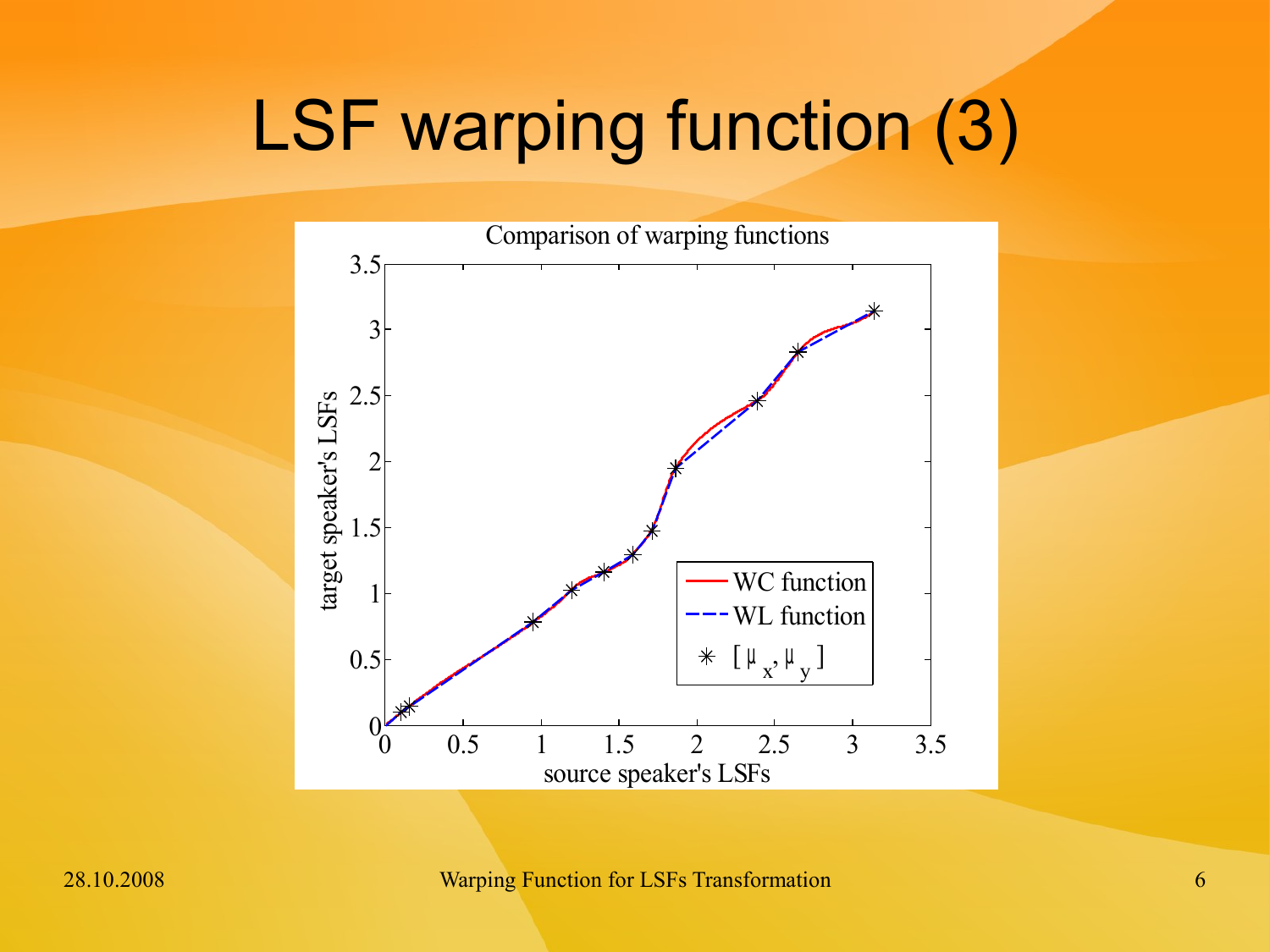# LSF warping function (3)

Comparison of warping functions

| source speaker's LSFs (x-axis) | target speaker's LSFs (y-axis) |
| --- | --- |

Legend: WC function; WL function; $[\mu_x, \mu_y]$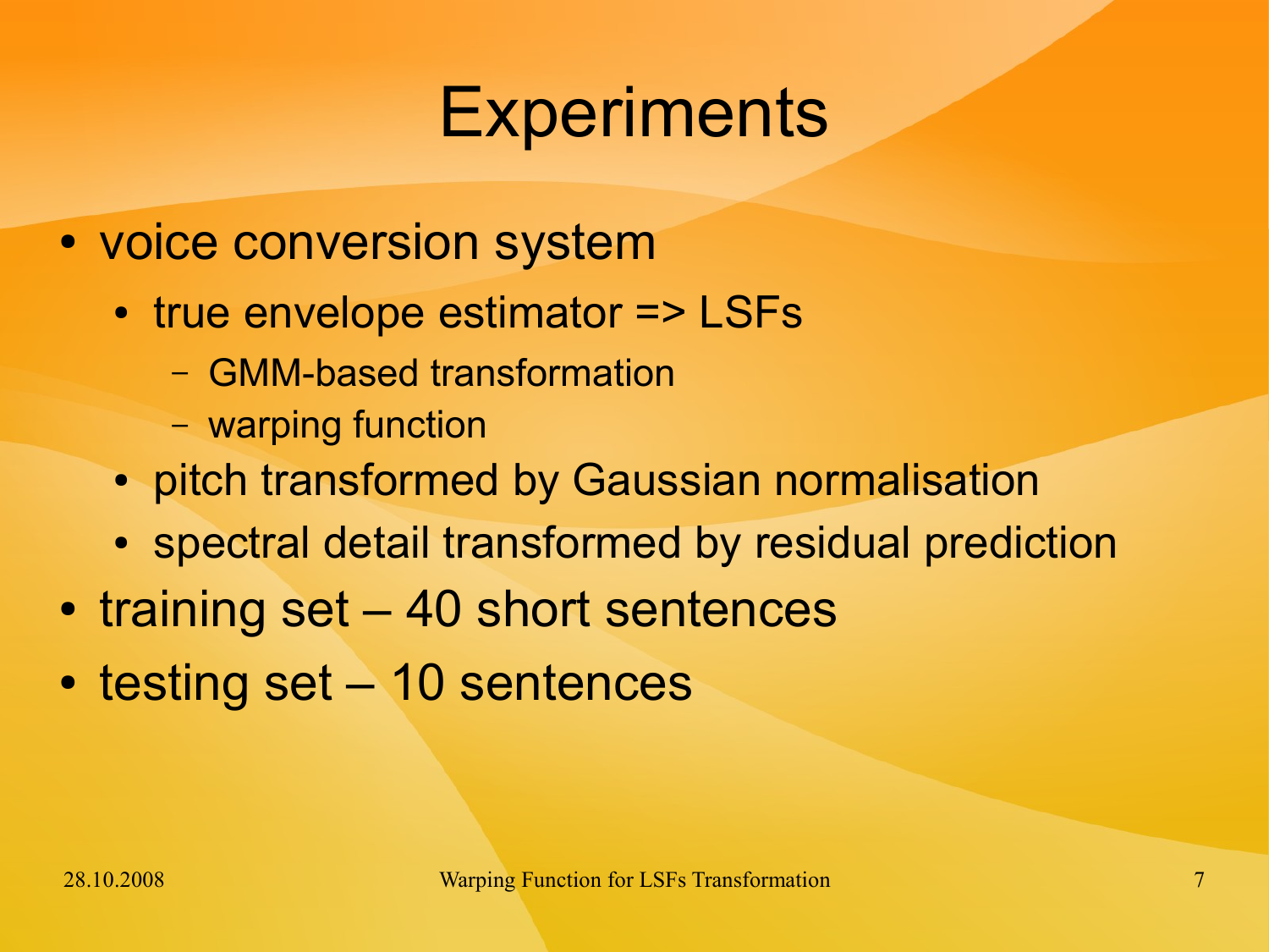# Experiments

- voice conversion system
  - true envelope estimator => LSFs
    - GMM-based transformation
    - warping function
  - pitch transformed by Gaussian normalisation
  - spectral detail transformed by residual prediction
- training set – 40 short sentences
- testing set – 10 sentences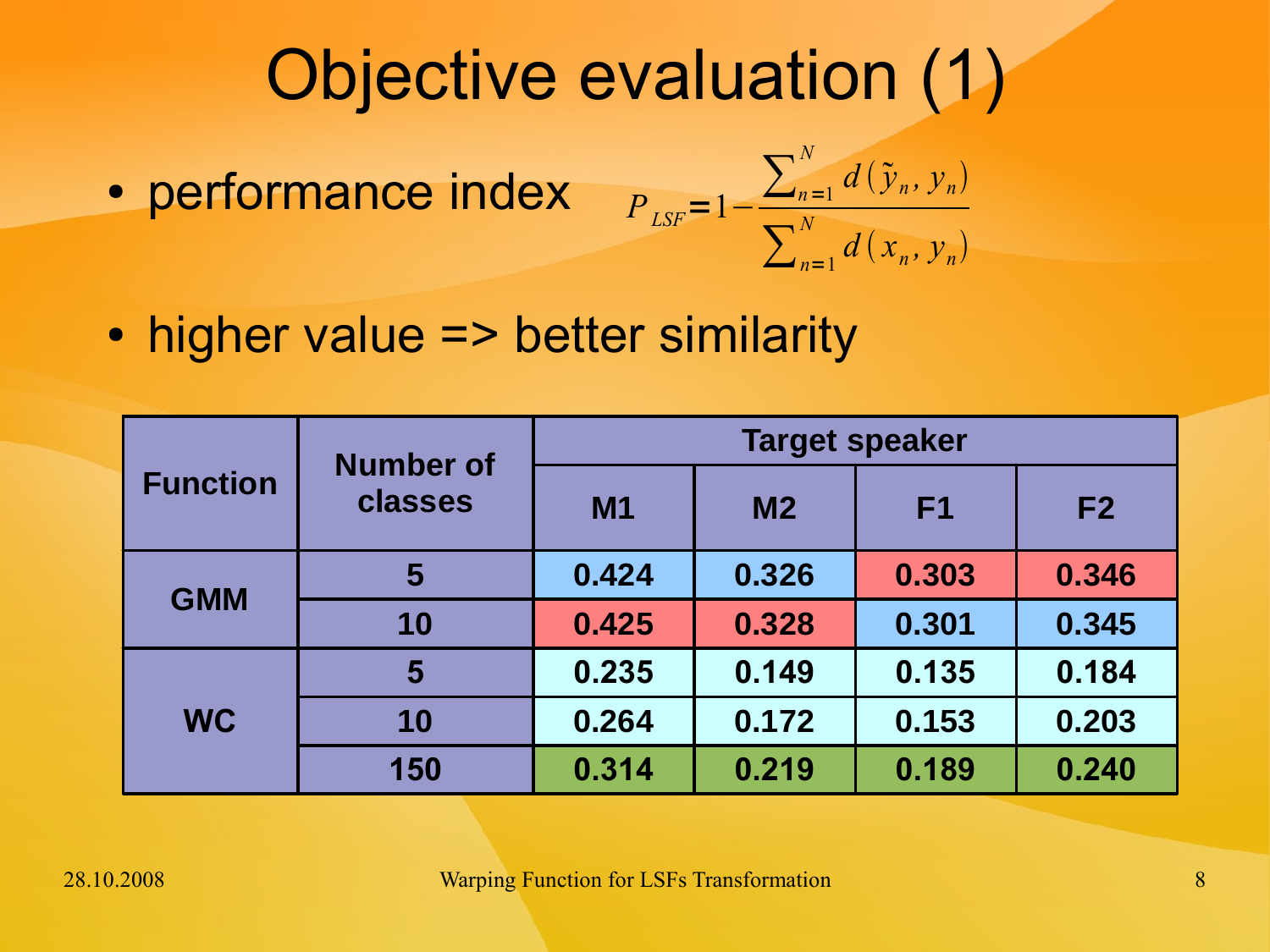# Objective evaluation (1)

- performance index $P_{LSF} = 1 - \frac{\sum_{n=1}^{N} d(\tilde{y}_n, y_n)}{\sum_{n=1}^{N} d(x_n, y_n)}$
- higher value => better similarity

| Function | Number of classes | Target speaker | | | |
|---|---|---|---|---|---|
| | | M1 | M2 | F1 | F2 |
| GMM | 5 | 0.424 | 0.326 | 0.303 | 0.346 |
| | 10 | 0.425 | 0.328 | 0.301 | 0.345 |
| WC | 5 | 0.235 | 0.149 | 0.135 | 0.184 |
| | 10 | 0.264 | 0.172 | 0.153 | 0.203 |
| | 150 | 0.314 | 0.219 | 0.189 | 0.240 |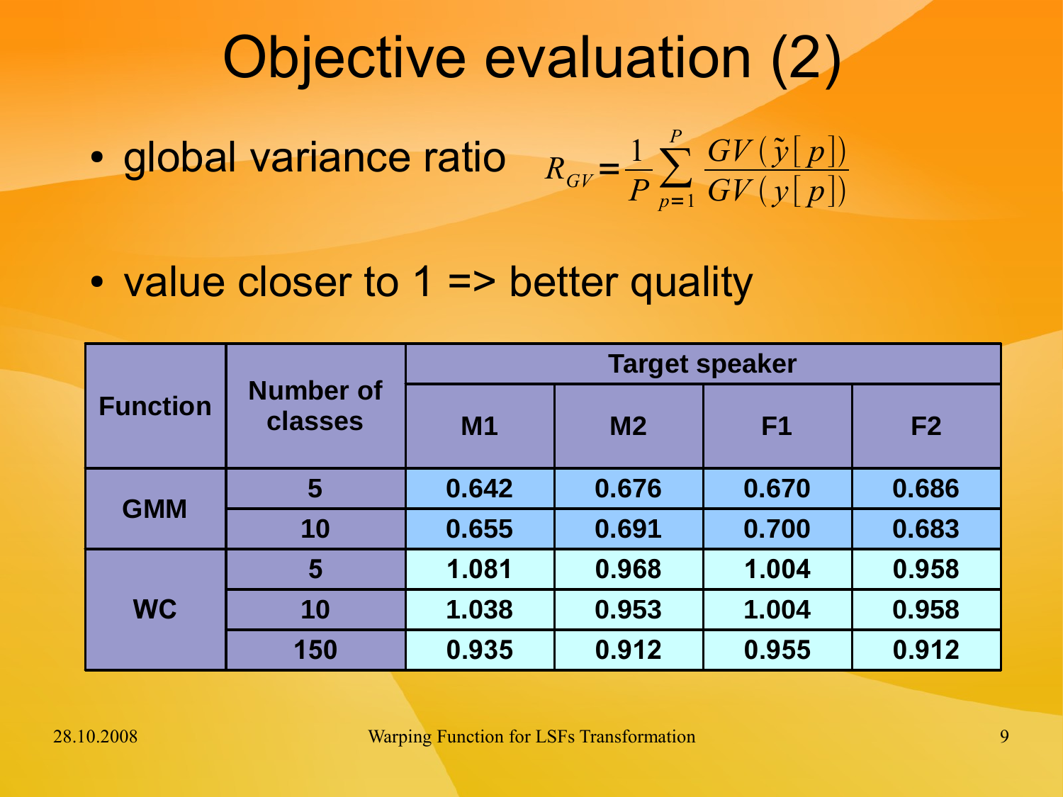# Objective evaluation (2)

- global variance ratio $R_{GV} = \frac{1}{P} \sum_{p=1}^{P} \frac{GV(\tilde{y}[p])}{GV(y[p])}$

- value closer to 1 => better quality

| Function | Number of classes | Target speaker | | | |
|---|---|---|---|---|---|
| | | M1 | M2 | F1 | F2 |
| GMM | 5 | 0.642 | 0.676 | 0.670 | 0.686 |
| | 10 | 0.655 | 0.691 | 0.700 | 0.683 |
| WC | 5 | 1.081 | 0.968 | 1.004 | 0.958 |
| | 10 | 1.038 | 0.953 | 1.004 | 0.958 |
| | 150 | 0.935 | 0.912 | 0.955 | 0.912 |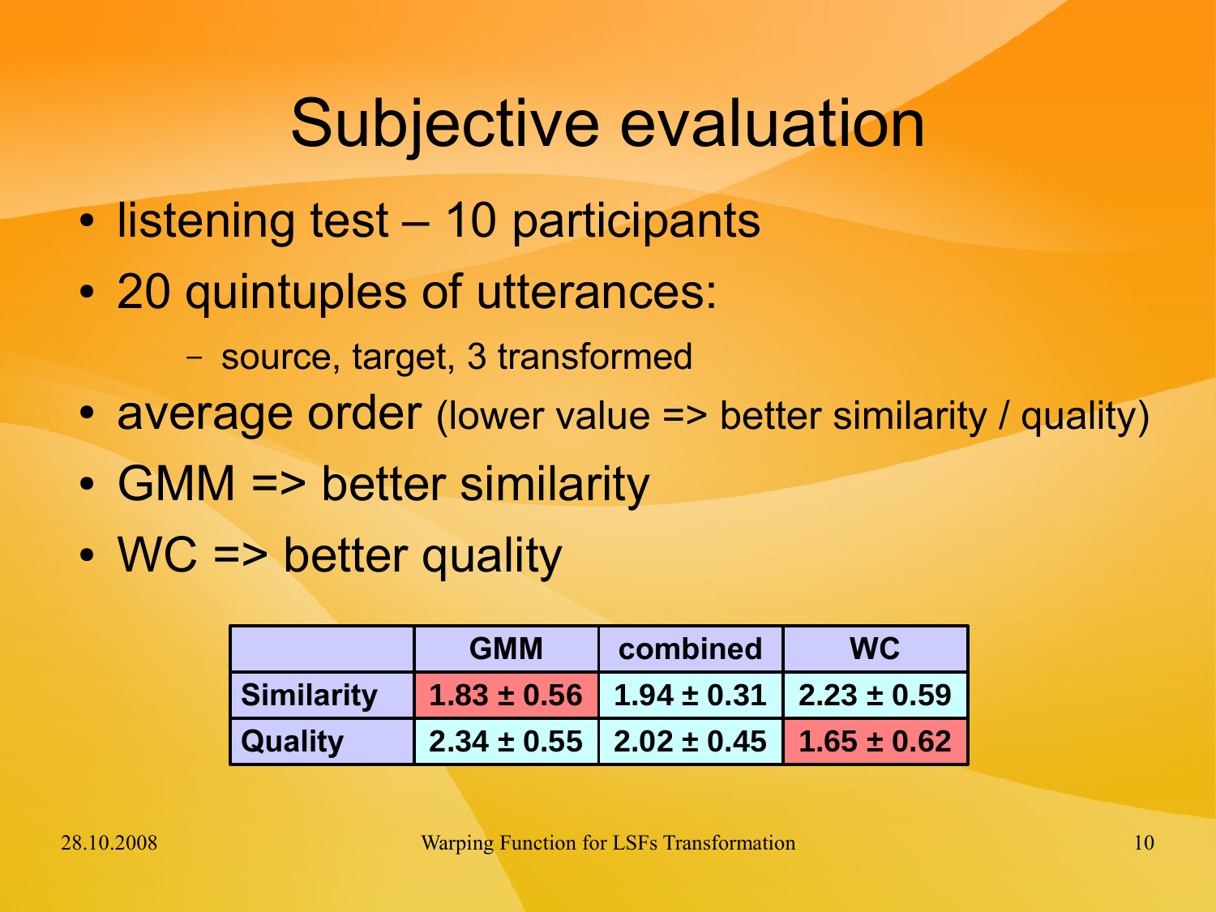# Subjective evaluation

- listening test – 10 participants
- 20 quintuples of utterances:
  - source, target, 3 transformed
- average order (lower value => better similarity / quality)
- GMM => better similarity
- WC => better quality

| | GMM | combined | WC |
|---|---|---|---|
| **Similarity** | **1.83 ± 0.56** | **1.94 ± 0.31** | **2.23 ± 0.59** |
| **Quality** | **2.34 ± 0.55** | **2.02 ± 0.45** | **1.65 ± 0.62** |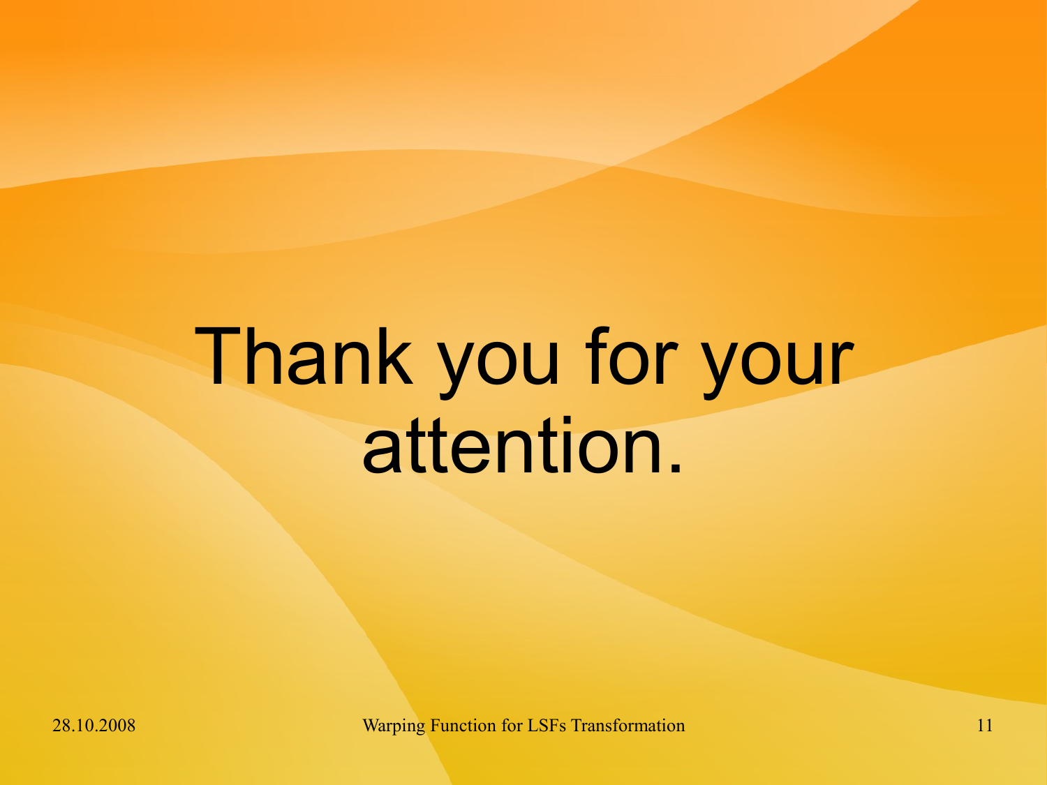# Thank you for your attention.